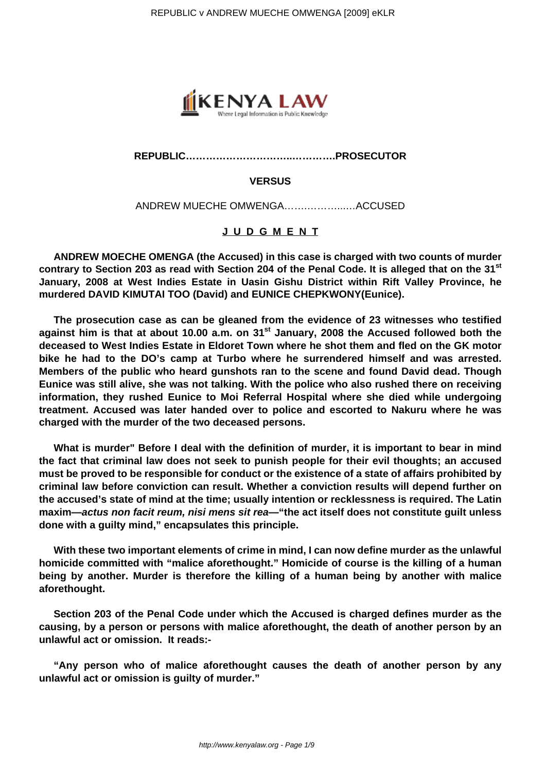**REPUBLIC……………………………..………….PROSECUTOR**

**VERSUS**

ANDREW MUECHE OMWENGA……………...….ACCUSED

**<u>J U D G M E N T</u>**

**ANDREW MOECHE OMENGA (the Accused) in this case is charged with two counts of murder contrary to Section 203 as read with Section 204 of the Penal Code. It is alleged that on the 31st January, 2008 at West Indies Estate in Uasin Gishu District within Rift Valley Province, he murdered DAVID KIMUTAI TOO (David) and EUNICE CHEPKWONY(Eunice).**

**The prosecution case as can be gleaned from the evidence of 23 witnesses who testified against him is that at about 10.00 a.m. on 31st January, 2008 the Accused followed both the deceased to West Indies Estate in Eldoret Town where he shot them and fled on the GK motor bike he had to the DO's camp at Turbo where he surrendered himself and was arrested. Members of the public who heard gunshots ran to the scene and found David dead. Though Eunice was still alive, she was not talking. With the police who also rushed there on receiving information, they rushed Eunice to Moi Referral Hospital where she died while undergoing treatment. Accused was later handed over to police and escorted to Nakuru where he was charged with the murder of the two deceased persons.**

**What is murder" Before I deal with the definition of murder, it is important to bear in mind the fact that criminal law does not seek to punish people for their evil thoughts; an accused must be proved to be responsible for conduct or the existence of a state of affairs prohibited by criminal law before conviction can result. Whether a conviction results will depend further on the accused's state of mind at the time; usually intention or recklessness is required. The Latin maxim—*actus non facit reum, nisi mens sit rea*—"the act itself does not constitute guilt unless done with a guilty mind," encapsulates this principle.**

**With these two important elements of crime in mind, I can now define murder as the unlawful homicide committed with "malice aforethought." Homicide of course is the killing of a human being by another. Murder is therefore the killing of a human being by another with malice aforethought.**

**Section 203 of the Penal Code under which the Accused is charged defines murder as the causing, by a person or persons with malice aforethought, the death of another person by an unlawful act or omission. It reads:-**

**"Any person who of malice aforethought causes the death of another person by any unlawful act or omission is guilty of murder."**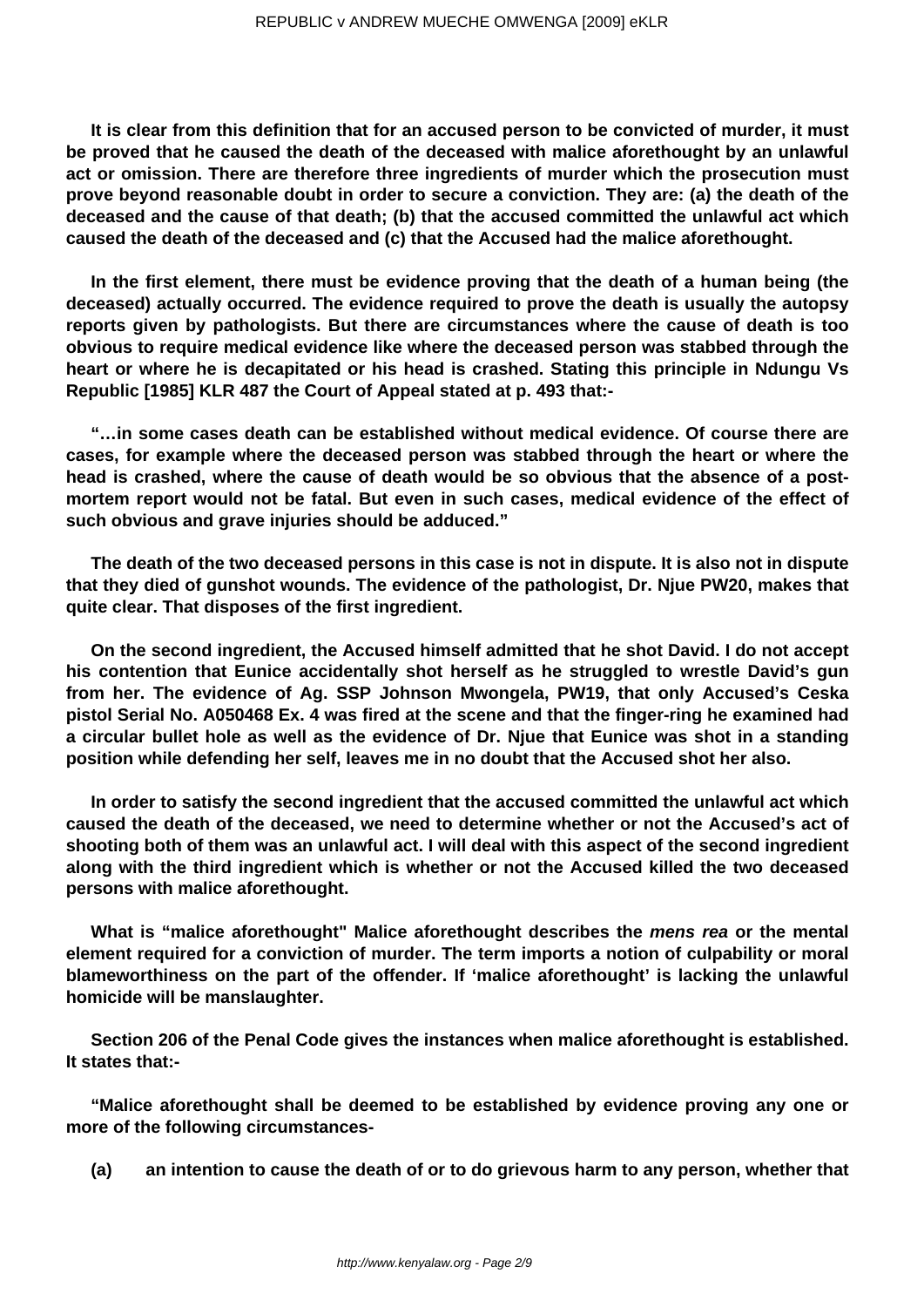**It is clear from this definition that for an accused person to be convicted of murder, it must be proved that he caused the death of the deceased with malice aforethought by an unlawful act or omission. There are therefore three ingredients of murder which the prosecution must prove beyond reasonable doubt in order to secure a conviction. They are: (a) the death of the deceased and the cause of that death; (b) that the accused committed the unlawful act which caused the death of the deceased and (c) that the Accused had the malice aforethought.**

**In the first element, there must be evidence proving that the death of a human being (the deceased) actually occurred. The evidence required to prove the death is usually the autopsy reports given by pathologists. But there are circumstances where the cause of death is too obvious to require medical evidence like where the deceased person was stabbed through the heart or where he is decapitated or his head is crashed. Stating this principle in Ndungu Vs Republic [1985] KLR 487 the Court of Appeal stated at p. 493 that:-**

**"…in some cases death can be established without medical evidence. Of course there are cases, for example where the deceased person was stabbed through the heart or where the head is crashed, where the cause of death would be so obvious that the absence of a post-mortem report would not be fatal. But even in such cases, medical evidence of the effect of such obvious and grave injuries should be adduced."**

**The death of the two deceased persons in this case is not in dispute. It is also not in dispute that they died of gunshot wounds. The evidence of the pathologist, Dr. Njue PW20, makes that quite clear. That disposes of the first ingredient.**

**On the second ingredient, the Accused himself admitted that he shot David. I do not accept his contention that Eunice accidentally shot herself as he struggled to wrestle David's gun from her. The evidence of Ag. SSP Johnson Mwongela, PW19, that only Accused's Ceska pistol Serial No. A050468 Ex. 4 was fired at the scene and that the finger-ring he examined had a circular bullet hole as well as the evidence of Dr. Njue that Eunice was shot in a standing position while defending her self, leaves me in no doubt that the Accused shot her also.**

**In order to satisfy the second ingredient that the accused committed the unlawful act which caused the death of the deceased, we need to determine whether or not the Accused's act of shooting both of them was an unlawful act. I will deal with this aspect of the second ingredient along with the third ingredient which is whether or not the Accused killed the two deceased persons with malice aforethought.**

**What is "malice aforethought" Malice aforethought describes the *mens rea* or the mental element required for a conviction of murder. The term imports a notion of culpability or moral blameworthiness on the part of the offender. If 'malice aforethought' is lacking the unlawful homicide will be manslaughter.**

**Section 206 of the Penal Code gives the instances when malice aforethought is established. It states that:-**

**"Malice aforethought shall be deemed to be established by evidence proving any one or more of the following circumstances-**

**(a) an intention to cause the death of or to do grievous harm to any person, whether that**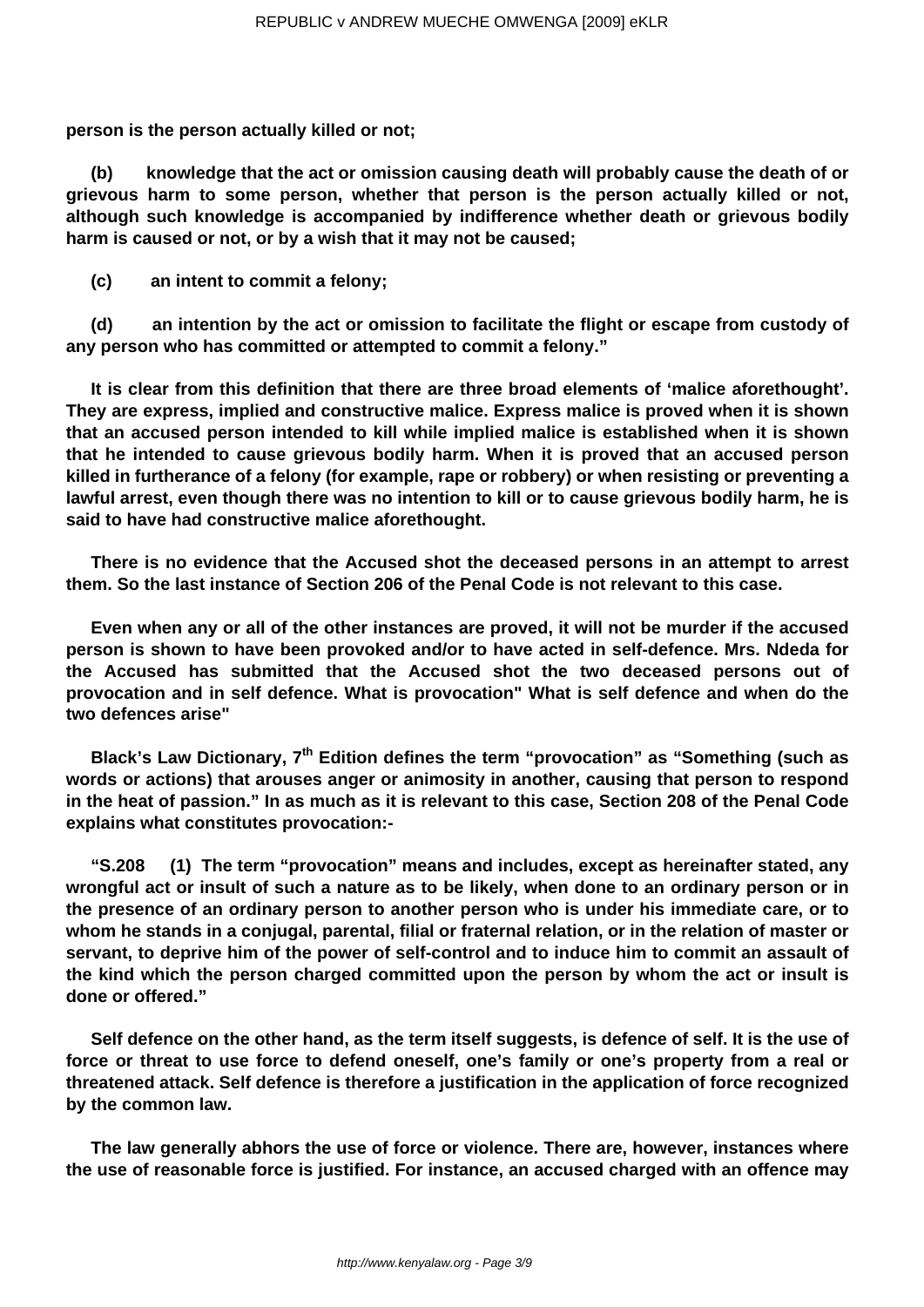**person is the person actually killed or not;**

**(b) knowledge that the act or omission causing death will probably cause the death of or grievous harm to some person, whether that person is the person actually killed or not, although such knowledge is accompanied by indifference whether death or grievous bodily harm is caused or not, or by a wish that it may not be caused;**

**(c) an intent to commit a felony;**

**(d) an intention by the act or omission to facilitate the flight or escape from custody of any person who has committed or attempted to commit a felony."**

**It is clear from this definition that there are three broad elements of 'malice aforethought'. They are express, implied and constructive malice. Express malice is proved when it is shown that an accused person intended to kill while implied malice is established when it is shown that he intended to cause grievous bodily harm. When it is proved that an accused person killed in furtherance of a felony (for example, rape or robbery) or when resisting or preventing a lawful arrest, even though there was no intention to kill or to cause grievous bodily harm, he is said to have had constructive malice aforethought.**

**There is no evidence that the Accused shot the deceased persons in an attempt to arrest them. So the last instance of Section 206 of the Penal Code is not relevant to this case.**

**Even when any or all of the other instances are proved, it will not be murder if the accused person is shown to have been provoked and/or to have acted in self-defence. Mrs. Ndeda for the Accused has submitted that the Accused shot the two deceased persons out of provocation and in self defence. What is provocation" What is self defence and when do the two defences arise"**

**Black's Law Dictionary, 7th Edition defines the term "provocation" as "Something (such as words or actions) that arouses anger or animosity in another, causing that person to respond in the heat of passion." In as much as it is relevant to this case, Section 208 of the Penal Code explains what constitutes provocation:-**

**"S.208 (1) The term "provocation" means and includes, except as hereinafter stated, any wrongful act or insult of such a nature as to be likely, when done to an ordinary person or in the presence of an ordinary person to another person who is under his immediate care, or to whom he stands in a conjugal, parental, filial or fraternal relation, or in the relation of master or servant, to deprive him of the power of self-control and to induce him to commit an assault of the kind which the person charged committed upon the person by whom the act or insult is done or offered."**

**Self defence on the other hand, as the term itself suggests, is defence of self. It is the use of force or threat to use force to defend oneself, one's family or one's property from a real or threatened attack. Self defence is therefore a justification in the application of force recognized by the common law.**

**The law generally abhors the use of force or violence. There are, however, instances where the use of reasonable force is justified. For instance, an accused charged with an offence may**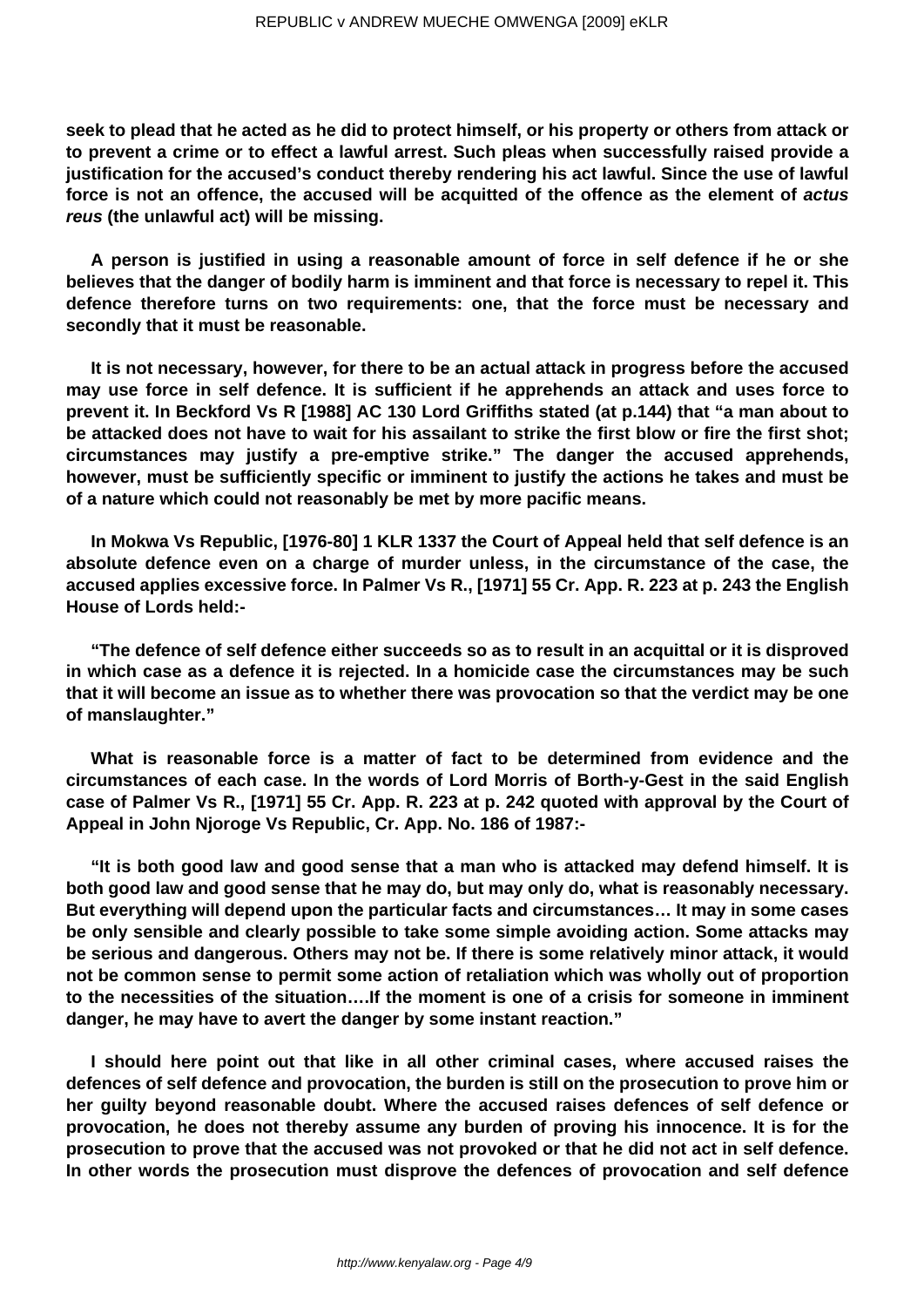**seek to plead that he acted as he did to protect himself, or his property or others from attack or to prevent a crime or to effect a lawful arrest. Such pleas when successfully raised provide a justification for the accused's conduct thereby rendering his act lawful. Since the use of lawful force is not an offence, the accused will be acquitted of the offence as the element of *actus reus* (the unlawful act) will be missing.**

**A person is justified in using a reasonable amount of force in self defence if he or she believes that the danger of bodily harm is imminent and that force is necessary to repel it. This defence therefore turns on two requirements: one, that the force must be necessary and secondly that it must be reasonable.**

**It is not necessary, however, for there to be an actual attack in progress before the accused may use force in self defence. It is sufficient if he apprehends an attack and uses force to prevent it. In Beckford Vs R [1988] AC 130 Lord Griffiths stated (at p.144) that "a man about to be attacked does not have to wait for his assailant to strike the first blow or fire the first shot; circumstances may justify a pre-emptive strike." The danger the accused apprehends, however, must be sufficiently specific or imminent to justify the actions he takes and must be of a nature which could not reasonably be met by more pacific means.**

**In Mokwa Vs Republic, [1976-80] 1 KLR 1337 the Court of Appeal held that self defence is an absolute defence even on a charge of murder unless, in the circumstance of the case, the accused applies excessive force. In Palmer Vs R., [1971] 55 Cr. App. R. 223 at p. 243 the English House of Lords held:-**

**"The defence of self defence either succeeds so as to result in an acquittal or it is disproved in which case as a defence it is rejected. In a homicide case the circumstances may be such that it will become an issue as to whether there was provocation so that the verdict may be one of manslaughter."**

**What is reasonable force is a matter of fact to be determined from evidence and the circumstances of each case. In the words of Lord Morris of Borth-y-Gest in the said English case of Palmer Vs R., [1971] 55 Cr. App. R. 223 at p. 242 quoted with approval by the Court of Appeal in John Njoroge Vs Republic, Cr. App. No. 186 of 1987:-**

**"It is both good law and good sense that a man who is attacked may defend himself. It is both good law and good sense that he may do, but may only do, what is reasonably necessary. But everything will depend upon the particular facts and circumstances… It may in some cases be only sensible and clearly possible to take some simple avoiding action. Some attacks may be serious and dangerous. Others may not be. If there is some relatively minor attack, it would not be common sense to permit some action of retaliation which was wholly out of proportion to the necessities of the situation….If the moment is one of a crisis for someone in imminent danger, he may have to avert the danger by some instant reaction."**

**I should here point out that like in all other criminal cases, where accused raises the defences of self defence and provocation, the burden is still on the prosecution to prove him or her guilty beyond reasonable doubt. Where the accused raises defences of self defence or provocation, he does not thereby assume any burden of proving his innocence. It is for the prosecution to prove that the accused was not provoked or that he did not act in self defence. In other words the prosecution must disprove the defences of provocation and self defence**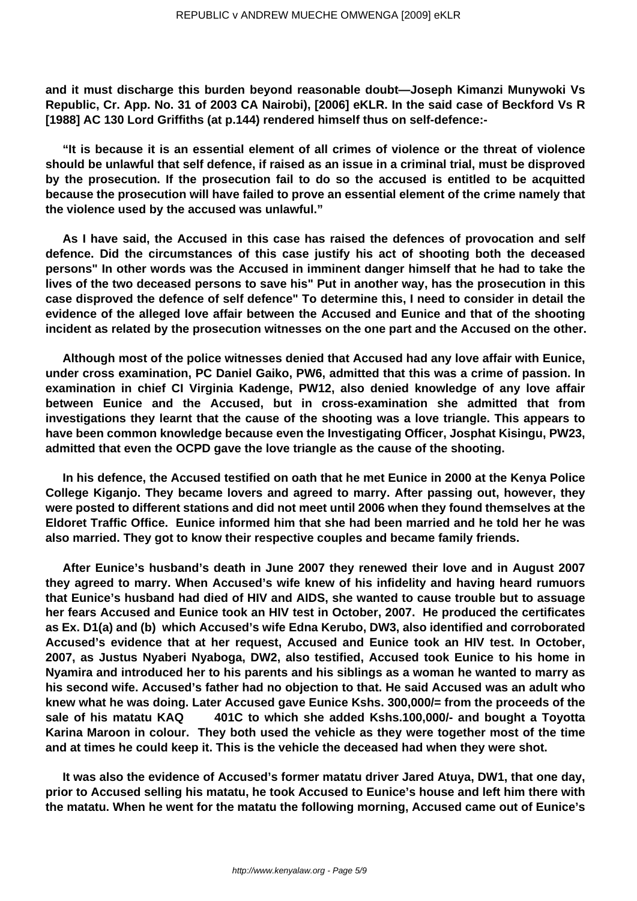**and it must discharge this burden beyond reasonable doubt—Joseph Kimanzi Munywoki Vs Republic, Cr. App. No. 31 of 2003 CA Nairobi), [2006] eKLR. In the said case of Beckford Vs R [1988] AC 130 Lord Griffiths (at p.144) rendered himself thus on self-defence:-**

**"It is because it is an essential element of all crimes of violence or the threat of violence should be unlawful that self defence, if raised as an issue in a criminal trial, must be disproved by the prosecution. If the prosecution fail to do so the accused is entitled to be acquitted because the prosecution will have failed to prove an essential element of the crime namely that the violence used by the accused was unlawful."**

**As I have said, the Accused in this case has raised the defences of provocation and self defence. Did the circumstances of this case justify his act of shooting both the deceased persons" In other words was the Accused in imminent danger himself that he had to take the lives of the two deceased persons to save his" Put in another way, has the prosecution in this case disproved the defence of self defence" To determine this, I need to consider in detail the evidence of the alleged love affair between the Accused and Eunice and that of the shooting incident as related by the prosecution witnesses on the one part and the Accused on the other.**

**Although most of the police witnesses denied that Accused had any love affair with Eunice, under cross examination, PC Daniel Gaiko, PW6, admitted that this was a crime of passion. In examination in chief CI Virginia Kadenge, PW12, also denied knowledge of any love affair between Eunice and the Accused, but in cross-examination she admitted that from investigations they learnt that the cause of the shooting was a love triangle. This appears to have been common knowledge because even the Investigating Officer, Josphat Kisingu, PW23, admitted that even the OCPD gave the love triangle as the cause of the shooting.**

**In his defence, the Accused testified on oath that he met Eunice in 2000 at the Kenya Police College Kiganjo. They became lovers and agreed to marry. After passing out, however, they were posted to different stations and did not meet until 2006 when they found themselves at the Eldoret Traffic Office. Eunice informed him that she had been married and he told her he was also married. They got to know their respective couples and became family friends.**

**After Eunice's husband's death in June 2007 they renewed their love and in August 2007 they agreed to marry. When Accused's wife knew of his infidelity and having heard rumuors that Eunice's husband had died of HIV and AIDS, she wanted to cause trouble but to assuage her fears Accused and Eunice took an HIV test in October, 2007. He produced the certificates as Ex. D1(a) and (b) which Accused's wife Edna Kerubo, DW3, also identified and corroborated Accused's evidence that at her request, Accused and Eunice took an HIV test. In October, 2007, as Justus Nyaberi Nyaboga, DW2, also testified, Accused took Eunice to his home in Nyamira and introduced her to his parents and his siblings as a woman he wanted to marry as his second wife. Accused's father had no objection to that. He said Accused was an adult who knew what he was doing. Later Accused gave Eunice Kshs. 300,000/= from the proceeds of the sale of his matatu KAQ 401C to which she added Kshs.100,000/- and bought a Toyotta Karina Maroon in colour. They both used the vehicle as they were together most of the time and at times he could keep it. This is the vehicle the deceased had when they were shot.**

**It was also the evidence of Accused's former matatu driver Jared Atuya, DW1, that one day, prior to Accused selling his matatu, he took Accused to Eunice's house and left him there with the matatu. When he went for the matatu the following morning, Accused came out of Eunice's**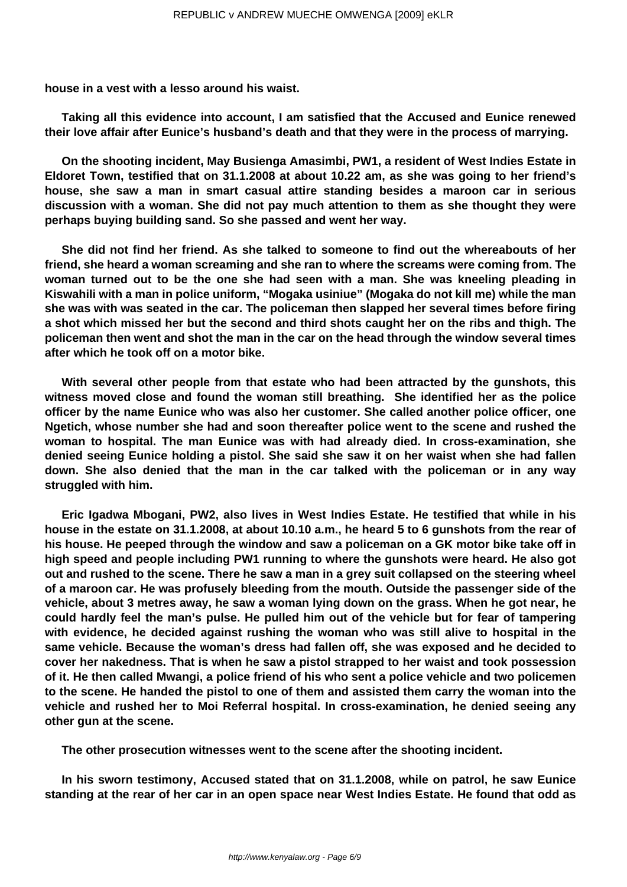**house in a vest with a lesso around his waist.**

**Taking all this evidence into account, I am satisfied that the Accused and Eunice renewed their love affair after Eunice's husband's death and that they were in the process of marrying.**

**On the shooting incident, May Busienga Amasimbi, PW1, a resident of West Indies Estate in Eldoret Town, testified that on 31.1.2008 at about 10.22 am, as she was going to her friend's house, she saw a man in smart casual attire standing besides a maroon car in serious discussion with a woman. She did not pay much attention to them as she thought they were perhaps buying building sand. So she passed and went her way.**

**She did not find her friend. As she talked to someone to find out the whereabouts of her friend, she heard a woman screaming and she ran to where the screams were coming from. The woman turned out to be the one she had seen with a man. She was kneeling pleading in Kiswahili with a man in police uniform, "Mogaka usiniue" (Mogaka do not kill me) while the man she was with was seated in the car. The policeman then slapped her several times before firing a shot which missed her but the second and third shots caught her on the ribs and thigh. The policeman then went and shot the man in the car on the head through the window several times after which he took off on a motor bike.**

**With several other people from that estate who had been attracted by the gunshots, this witness moved close and found the woman still breathing. She identified her as the police officer by the name Eunice who was also her customer. She called another police officer, one Ngetich, whose number she had and soon thereafter police went to the scene and rushed the woman to hospital. The man Eunice was with had already died. In cross-examination, she denied seeing Eunice holding a pistol. She said she saw it on her waist when she had fallen down. She also denied that the man in the car talked with the policeman or in any way struggled with him.**

**Eric Igadwa Mbogani, PW2, also lives in West Indies Estate. He testified that while in his house in the estate on 31.1.2008, at about 10.10 a.m., he heard 5 to 6 gunshots from the rear of his house. He peeped through the window and saw a policeman on a GK motor bike take off in high speed and people including PW1 running to where the gunshots were heard. He also got out and rushed to the scene. There he saw a man in a grey suit collapsed on the steering wheel of a maroon car. He was profusely bleeding from the mouth. Outside the passenger side of the vehicle, about 3 metres away, he saw a woman lying down on the grass. When he got near, he could hardly feel the man's pulse. He pulled him out of the vehicle but for fear of tampering with evidence, he decided against rushing the woman who was still alive to hospital in the same vehicle. Because the woman's dress had fallen off, she was exposed and he decided to cover her nakedness. That is when he saw a pistol strapped to her waist and took possession of it. He then called Mwangi, a police friend of his who sent a police vehicle and two policemen to the scene. He handed the pistol to one of them and assisted them carry the woman into the vehicle and rushed her to Moi Referral hospital. In cross-examination, he denied seeing any other gun at the scene.**

**The other prosecution witnesses went to the scene after the shooting incident.**

**In his sworn testimony, Accused stated that on 31.1.2008, while on patrol, he saw Eunice standing at the rear of her car in an open space near West Indies Estate. He found that odd as**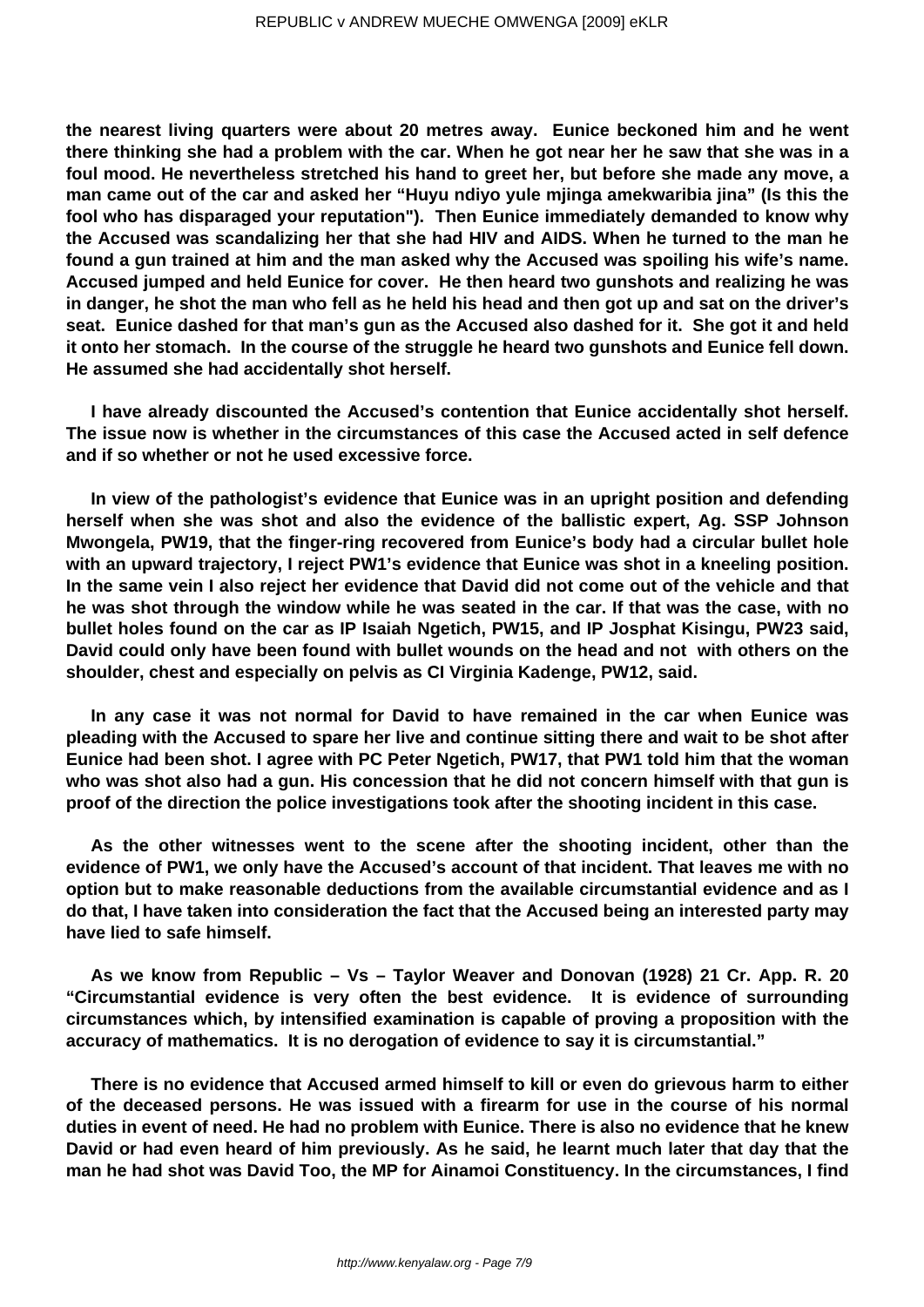**the nearest living quarters were about 20 metres away. Eunice beckoned him and he went there thinking she had a problem with the car. When he got near her he saw that she was in a foul mood. He nevertheless stretched his hand to greet her, but before she made any move, a man came out of the car and asked her "Huyu ndiyo yule mjinga amekwaribia jina" (Is this the fool who has disparaged your reputation"). Then Eunice immediately demanded to know why the Accused was scandalizing her that she had HIV and AIDS. When he turned to the man he found a gun trained at him and the man asked why the Accused was spoiling his wife's name. Accused jumped and held Eunice for cover. He then heard two gunshots and realizing he was in danger, he shot the man who fell as he held his head and then got up and sat on the driver's seat. Eunice dashed for that man's gun as the Accused also dashed for it. She got it and held it onto her stomach. In the course of the struggle he heard two gunshots and Eunice fell down. He assumed she had accidentally shot herself.**

**I have already discounted the Accused's contention that Eunice accidentally shot herself. The issue now is whether in the circumstances of this case the Accused acted in self defence and if so whether or not he used excessive force.**

**In view of the pathologist's evidence that Eunice was in an upright position and defending herself when she was shot and also the evidence of the ballistic expert, Ag. SSP Johnson Mwongela, PW19, that the finger-ring recovered from Eunice's body had a circular bullet hole with an upward trajectory, I reject PW1's evidence that Eunice was shot in a kneeling position. In the same vein I also reject her evidence that David did not come out of the vehicle and that he was shot through the window while he was seated in the car. If that was the case, with no bullet holes found on the car as IP Isaiah Ngetich, PW15, and IP Josphat Kisingu, PW23 said, David could only have been found with bullet wounds on the head and not with others on the shoulder, chest and especially on pelvis as CI Virginia Kadenge, PW12, said.**

**In any case it was not normal for David to have remained in the car when Eunice was pleading with the Accused to spare her live and continue sitting there and wait to be shot after Eunice had been shot. I agree with PC Peter Ngetich, PW17, that PW1 told him that the woman who was shot also had a gun. His concession that he did not concern himself with that gun is proof of the direction the police investigations took after the shooting incident in this case.**

**As the other witnesses went to the scene after the shooting incident, other than the evidence of PW1, we only have the Accused's account of that incident. That leaves me with no option but to make reasonable deductions from the available circumstantial evidence and as I do that, I have taken into consideration the fact that the Accused being an interested party may have lied to safe himself.**

**As we know from Republic – Vs – Taylor Weaver and Donovan (1928) 21 Cr. App. R. 20 "Circumstantial evidence is very often the best evidence. It is evidence of surrounding circumstances which, by intensified examination is capable of proving a proposition with the accuracy of mathematics. It is no derogation of evidence to say it is circumstantial."**

**There is no evidence that Accused armed himself to kill or even do grievous harm to either of the deceased persons. He was issued with a firearm for use in the course of his normal duties in event of need. He had no problem with Eunice. There is also no evidence that he knew David or had even heard of him previously. As he said, he learnt much later that day that the man he had shot was David Too, the MP for Ainamoi Constituency. In the circumstances, I find**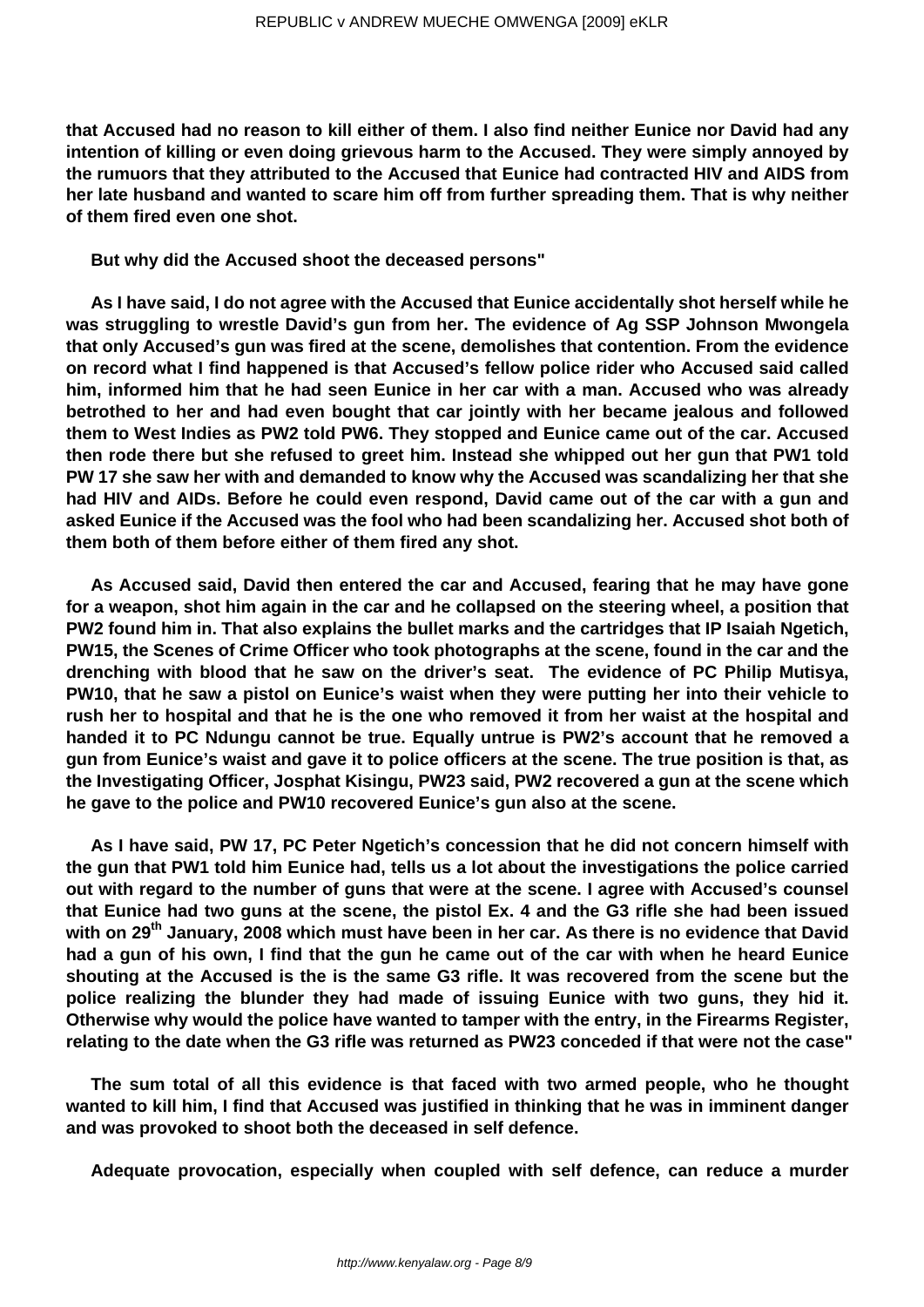**that Accused had no reason to kill either of them. I also find neither Eunice nor David had any intention of killing or even doing grievous harm to the Accused. They were simply annoyed by the rumuors that they attributed to the Accused that Eunice had contracted HIV and AIDS from her late husband and wanted to scare him off from further spreading them. That is why neither of them fired even one shot.**

**But why did the Accused shoot the deceased persons"**

**As I have said, I do not agree with the Accused that Eunice accidentally shot herself while he was struggling to wrestle David's gun from her. The evidence of Ag SSP Johnson Mwongela that only Accused's gun was fired at the scene, demolishes that contention. From the evidence on record what I find happened is that Accused's fellow police rider who Accused said called him, informed him that he had seen Eunice in her car with a man. Accused who was already betrothed to her and had even bought that car jointly with her became jealous and followed them to West Indies as PW2 told PW6. They stopped and Eunice came out of the car. Accused then rode there but she refused to greet him. Instead she whipped out her gun that PW1 told PW 17 she saw her with and demanded to know why the Accused was scandalizing her that she had HIV and AIDs. Before he could even respond, David came out of the car with a gun and asked Eunice if the Accused was the fool who had been scandalizing her. Accused shot both of them both of them before either of them fired any shot.**

**As Accused said, David then entered the car and Accused, fearing that he may have gone for a weapon, shot him again in the car and he collapsed on the steering wheel, a position that PW2 found him in. That also explains the bullet marks and the cartridges that IP Isaiah Ngetich, PW15, the Scenes of Crime Officer who took photographs at the scene, found in the car and the drenching with blood that he saw on the driver's seat. The evidence of PC Philip Mutisya, PW10, that he saw a pistol on Eunice's waist when they were putting her into their vehicle to rush her to hospital and that he is the one who removed it from her waist at the hospital and handed it to PC Ndungu cannot be true. Equally untrue is PW2's account that he removed a gun from Eunice's waist and gave it to police officers at the scene. The true position is that, as the Investigating Officer, Josphat Kisingu, PW23 said, PW2 recovered a gun at the scene which he gave to the police and PW10 recovered Eunice's gun also at the scene.**

**As I have said, PW 17, PC Peter Ngetich's concession that he did not concern himself with the gun that PW1 told him Eunice had, tells us a lot about the investigations the police carried out with regard to the number of guns that were at the scene. I agree with Accused's counsel that Eunice had two guns at the scene, the pistol Ex. 4 and the G3 rifle she had been issued with on 29th January, 2008 which must have been in her car. As there is no evidence that David had a gun of his own, I find that the gun he came out of the car with when he heard Eunice shouting at the Accused is the is the same G3 rifle. It was recovered from the scene but the police realizing the blunder they had made of issuing Eunice with two guns, they hid it. Otherwise why would the police have wanted to tamper with the entry, in the Firearms Register, relating to the date when the G3 rifle was returned as PW23 conceded if that were not the case"**

**The sum total of all this evidence is that faced with two armed people, who he thought wanted to kill him, I find that Accused was justified in thinking that he was in imminent danger and was provoked to shoot both the deceased in self defence.**

**Adequate provocation, especially when coupled with self defence, can reduce a murder**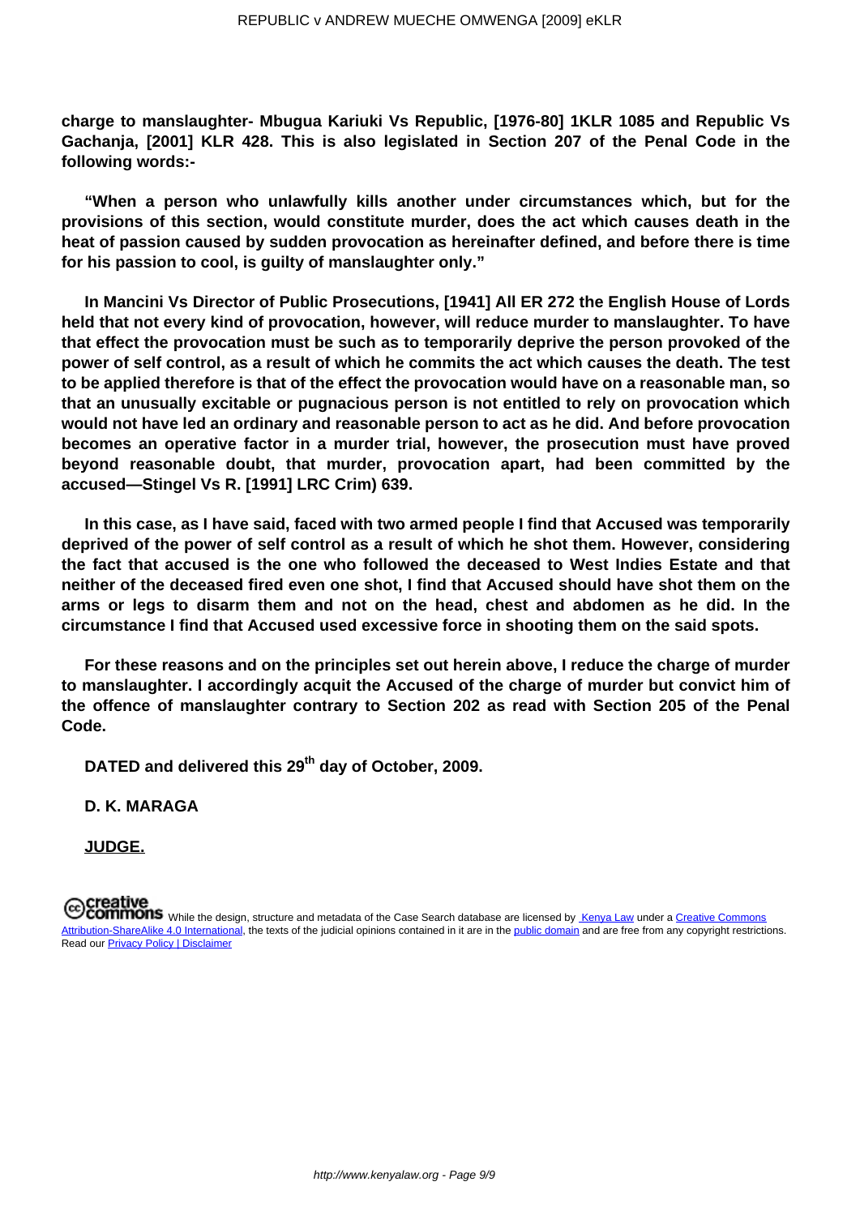**charge to manslaughter- Mbugua Kariuki Vs Republic, [1976-80] 1KLR 1085 and Republic Vs Gachanja, [2001] KLR 428. This is also legislated in Section 207 of the Penal Code in the following words:-**

**"When a person who unlawfully kills another under circumstances which, but for the provisions of this section, would constitute murder, does the act which causes death in the heat of passion caused by sudden provocation as hereinafter defined, and before there is time for his passion to cool, is guilty of manslaughter only."**

**In Mancini Vs Director of Public Prosecutions, [1941] All ER 272 the English House of Lords held that not every kind of provocation, however, will reduce murder to manslaughter. To have that effect the provocation must be such as to temporarily deprive the person provoked of the power of self control, as a result of which he commits the act which causes the death. The test to be applied therefore is that of the effect the provocation would have on a reasonable man, so that an unusually excitable or pugnacious person is not entitled to rely on provocation which would not have led an ordinary and reasonable person to act as he did. And before provocation becomes an operative factor in a murder trial, however, the prosecution must have proved beyond reasonable doubt, that murder, provocation apart, had been committed by the accused—Stingel Vs R. [1991] LRC Crim) 639.**

**In this case, as I have said, faced with two armed people I find that Accused was temporarily deprived of the power of self control as a result of which he shot them. However, considering the fact that accused is the one who followed the deceased to West Indies Estate and that neither of the deceased fired even one shot, I find that Accused should have shot them on the arms or legs to disarm them and not on the head, chest and abdomen as he did. In the circumstance I find that Accused used excessive force in shooting them on the said spots.**

**For these reasons and on the principles set out herein above, I reduce the charge of murder to manslaughter. I accordingly acquit the Accused of the charge of murder but convict him of the offence of manslaughter contrary to Section 202 as read with Section 205 of the Penal Code.**

**DATED and delivered this 29th day of October, 2009.**

**D. K. MARAGA**

**JUDGE.**

While the design, structure and metadata of the Case Search database are licensed by Kenya Law under a Creative Commons Attribution-ShareAlike 4.0 International, the texts of the judicial opinions contained in it are in the public domain and are free from any copyright restrictions. Read our Privacy Policy | Disclaimer